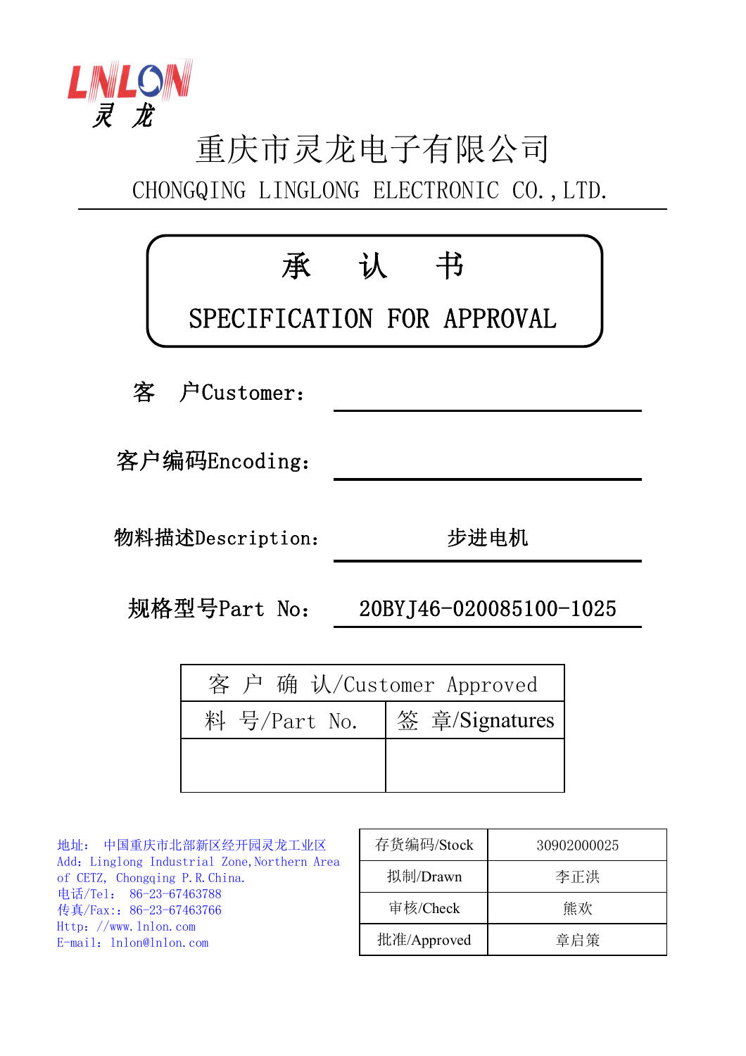LNLON 灵 龙

# 重庆市灵龙电子有限公司

CHONGQING LINGLONG ELECTRONIC CO.,LTD.

## 承　认　书

## SPECIFICATION FOR APPROVAL

客　户Customer：

客户编码Encoding：

物料描述Description：　步进电机

规格型号Part No：　20BYJ46-020085100-1025

| 客 户 确 认/Customer Approved | |
|---|---|
| 料 号/Part No. | 签 章/Signatures |
| | |

地址：　中国重庆市北部新区经开园灵龙工业区
Add：Linglong Industrial Zone,Northern Area of CETZ, Chongqing P.R.China.
电话/Tel：　86-23-67463788
传真/Fax：：86-23-67463766
Http：//www.lnlon.com
E-mail：lnlon@lnlon.com

| 存货编码/Stock | 30902000025 |
|---|---|
| 拟制/Drawn | 李正洪 |
| 审核/Check | 熊欢 |
| 批准/Approved | 章启策 |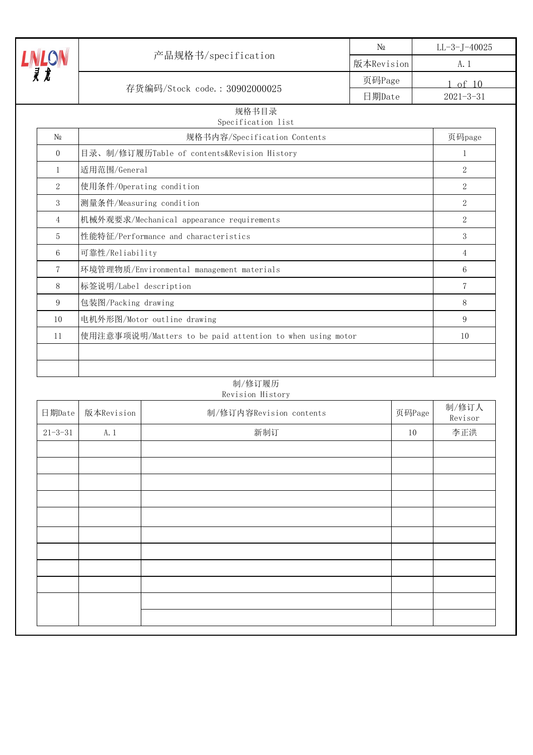| LNLON 灵龙 | 产品规格书/specification | № | LL-3-J-40025 |
|---|---|---|---|
| | | 版本Revision | A.1 |
| | 存货编码/Stock code.: 30902000025 | 页码Page | 1 of 10 |
| | | 日期Date | 2021-3-31 |

## 规格书目录
Specification list

| № | 规格书内容/Specification Contents | 页码page |
|---|---|---|
| 0 | 目录、制/修订履历Table of contents&Revision History | 1 |
| 1 | 适用范围/General | 2 |
| 2 | 使用条件/Operating condition | 2 |
| 3 | 测量条件/Measuring condition | 2 |
| 4 | 机械外观要求/Mechanical appearance requirements | 2 |
| 5 | 性能特征/Performance and characteristics | 3 |
| 6 | 可靠性/Reliability | 4 |
| 7 | 环境管理物质/Environmental management materials | 6 |
| 8 | 标签说明/Label description | 7 |
| 9 | 包装图/Packing drawing | 8 |
| 10 | 电机外形图/Motor outline drawing | 9 |
| 11 | 使用注意事项说明/Matters to be paid attention to when using motor | 10 |
| | | |
| | | |

## 制/修订履历
Revision History

| 日期Date | 版本Revision | 制/修订内容Revision contents | 页码Page | 制/修订人 Revisor |
|---|---|---|---|---|
| 21-3-31 | A.1 | 新制订 | 10 | 李正洪 |
| | | | | |
| | | | | |
| | | | | |
| | | | | |
| | | | | |
| | | | | |
| | | | | |
| | | | | |
| | | | | |
| | | | | |
| | | | | |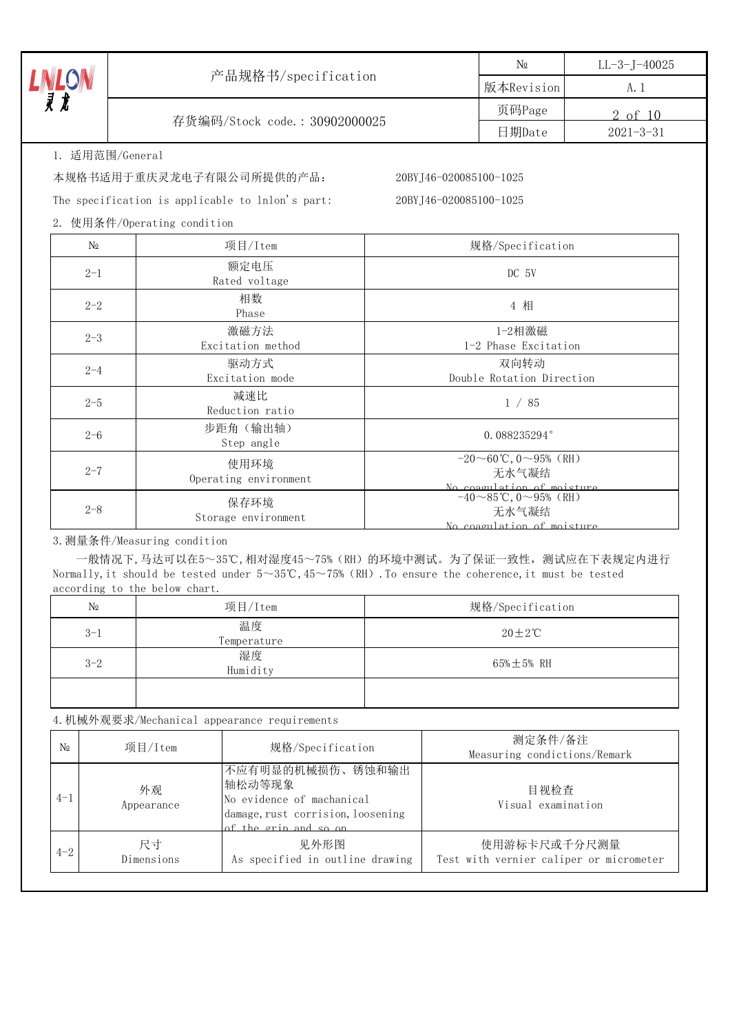| LNLON 灵龙 | 产品规格书/specification | № | LL-3-J-40025 |
|---|---|---|---|
| | | 版本Revision | A.1 |
| | 存货编码/Stock code.: 30902000025 | 页码Page | 2 of 10 |
| | | 日期Date | 2021-3-31 |

1. 适用范围/General

本规格书适用于重庆灵龙电子有限公司所提供的产品： 20BYJ46-020085100-1025

The specification is applicable to lnlon's part: 20BYJ46-020085100-1025

2. 使用条件/Operating condition

| № | 项目/Item | 规格/Specification |
|---|---|---|
| 2-1 | 额定电压 Rated voltage | DC 5V |
| 2-2 | 相数 Phase | 4 相 |
| 2-3 | 激磁方法 Excitation method | 1-2相激磁 1-2 Phase Excitation |
| 2-4 | 驱动方式 Excitation mode | 双向转动 Double Rotation Direction |
| 2-5 | 减速比 Reduction ratio | 1 / 85 |
| 2-6 | 步距角（输出轴） Step angle | 0.088235294° |
| 2-7 | 使用环境 Operating environment | -20～60℃,0～95%（RH） 无水气凝结 No coagulation of moisture |
| 2-8 | 保存环境 Storage environment | -40～85℃,0～95%（RH） 无水气凝结 No coagulation of moisture |

3.测量条件/Measuring condition

一般情况下,马达可以在5～35℃,相对湿度45～75%（RH）的环境中测试。为了保证一致性，测试应在下表规定内进行 Normally,it should be tested under 5～35℃,45～75%（RH）.To ensure the coherence,it must be tested according to the below chart.

| № | 项目/Item | 规格/Specification |
|---|---|---|
| 3-1 | 温度 Temperature | 20±2℃ |
| 3-2 | 湿度 Humidity | 65%±5% RH |
| | | |

4.机械外观要求/Mechanical appearance requirements

| № | 项目/Item | 规格/Specification | 测定条件/备注 Measuring condictions/Remark |
|---|---|---|---|
| 4-1 | 外观 Appearance | 不应有明显的机械损伤、锈蚀和输出轴松动等现象 No evidence of machanical damage,rust corrision,loosening of the grip and so on | 目视检查 Visual examination |
| 4-2 | 尺寸 Dimensions | 见外形图 As specified in outline drawing | 使用游标卡尺或千分尺测量 Test with vernier caliper or micrometer |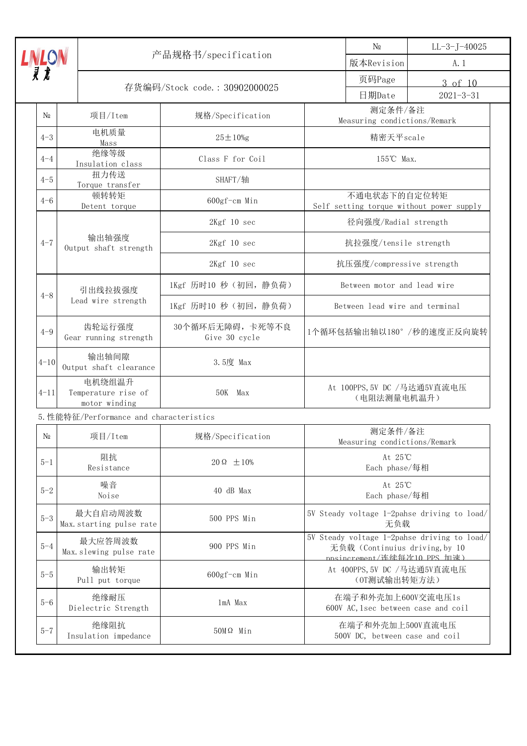| 产品规格书/specification | | № | LL-3-J-40025 |
|---|---|---|---|
| | | 版本Revision | A.1 |
| 存货编码/Stock code.: 30902000025 | | 页码Page | 3 of 10 |
| | | 日期Date | 2021-3-31 |

| № | 项目/Item | 规格/Specification | 测定条件/备注 Measuring conditions/Remark |
|---|---|---|---|
| 4-3 | 电机质量 Mass | 25±10%g | 精密天平scale |
| 4-4 | 绝缘等级 Insulation class | Class F for Coil | 155℃ Max. |
| 4-5 | 扭力传送 Torque transfer | SHAFT/轴 | |
| 4-6 | 顿转转矩 Detent torque | 600gf-cm Min | 不通电状态下的自定位转矩 Self setting torque without power supply |
| 4-7 | 输出轴强度 Output shaft strength | 2Kgf 10 sec | 径向强度/Radial strength |
| | | 2Kgf 10 sec | 抗拉强度/tensile strength |
| | | 2Kgf 10 sec | 抗压强度/compressive strength |
| 4-8 | 引出线拉拔强度 Lead wire strength | 1Kgf 历时10 秒（初回，静负荷） | Between motor and lead wire |
| | | 1Kgf 历时10 秒（初回，静负荷） | Between lead wire and terminal |
| 4-9 | 齿轮运行强度 Gear running strength | 30个循环后无障碍，卡死等不良 Give 30 cycle | 1个循环包括输出轴以180°/秒的速度正反向旋转 |
| 4-10 | 输出轴间隙 Output shaft clearance | 3.5度 Max | |
| 4-11 | 电机绕组温升 Temperature rise of motor winding | 50K Max | At 100PPS,5V DC /马达通5V直流电压（电阻法测量电机温升） |

5.性能特征/Performance and characteristics

| № | 项目/Item | 规格/Specification | 测定条件/备注 Measuring conditions/Remark |
|---|---|---|---|
| 5-1 | 阻抗 Resistance | 20Ω ±10% | At 25℃ Each phase/每相 |
| 5-2 | 噪音 Noise | 40 dB Max | At 25℃ Each phase/每相 |
| 5-3 | 最大自启动周波数 Max.starting pulse rate | 500 PPS Min | 5V Steady voltage 1-2pahse driving to load/无负载 |
| 5-4 | 最大应答周波数 Max.slewing pulse rate | 900 PPS Min | 5V Steady voltage 1-2pahse driving to load/无负载（Continuius driving,by 10 ppsincrement/连续每次10 PPS 加速） |
| 5-5 | 输出转矩 Pull put torque | 600gf-cm Min | At 400PPS,5V DC /马达通5V直流电压（OT测试输出转矩方法） |
| 5-6 | 绝缘耐压 Dielectric Strength | 1mA Max | 在端子和外壳加上600V交流电压1s 600V AC,1sec between case and coil |
| 5-7 | 绝缘阻抗 Insulation impedance | 50MΩ Min | 在端子和外壳加上500V直流电压 500V DC, between case and coil |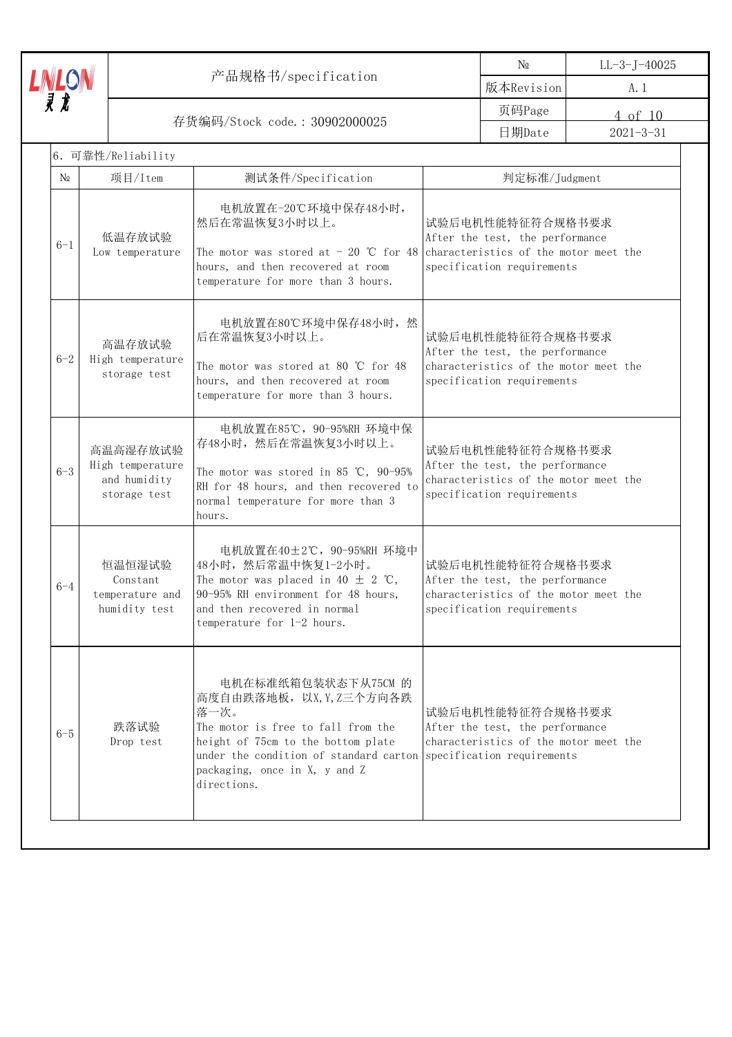| LNLON 灵龙 | 产品规格书/specification | № | LL-3-J-40025 |
|---|---|---|---|
| | | 版本Revision | A.1 |
| | 存货编码/Stock code.: 30902000025 | 页码Page | 4 of 10 |
| | | 日期Date | 2021-3-31 |

## 6. 可靠性/Reliability

| № | 项目/Item | 测试条件/Specification | 判定标准/Judgment |
|---|---|---|---|
| 6-1 | 低温存放试验<br>Low temperature | 电机放置在-20℃环境中保存48小时，然后在常温恢复3小时以上。<br><br>The motor was stored at - 20 ℃ for 48 hours, and then recovered at room temperature for more than 3 hours. | 试验后电机性能特征符合规格书要求<br>After the test, the performance characteristics of the motor meet the specification requirements |
| 6-2 | 高温存放试验<br>High temperature storage test | 电机放置在80℃环境中保存48小时，然后在常温恢复3小时以上。<br><br>The motor was stored at 80 ℃ for 48 hours, and then recovered at room temperature for more than 3 hours. | 试验后电机性能特征符合规格书要求<br>After the test, the performance characteristics of the motor meet the specification requirements |
| 6-3 | 高温高湿存放试验<br>High temperature and humidity storage test | 电机放置在85℃，90-95%RH 环境中保存48小时，然后在常温恢复3小时以上。<br><br>The motor was stored in 85 ℃, 90-95% RH for 48 hours, and then recovered to normal temperature for more than 3 hours. | 试验后电机性能特征符合规格书要求<br>After the test, the performance characteristics of the motor meet the specification requirements |
| 6-4 | 恒温恒湿试验<br>Constant temperature and humidity test | 电机放置在40±2℃，90-95%RH 环境中48小时，然后常温中恢复1-2小时。<br>The motor was placed in 40 ± 2 ℃, 90-95% RH environment for 48 hours, and then recovered in normal temperature for 1-2 hours. | 试验后电机性能特征符合规格书要求<br>After the test, the performance characteristics of the motor meet the specification requirements |
| 6-5 | 跌落试验<br>Drop test | 电机在标准纸箱包装状态下从75CM 的高度自由跌落地板，以X,Y,Z三个方向各跌落一次。<br>The motor is free to fall from the height of 75cm to the bottom plate under the condition of standard carton packaging, once in X, y and Z directions. | 试验后电机性能特征符合规格书要求<br>After the test, the performance characteristics of the motor meet the specification requirements |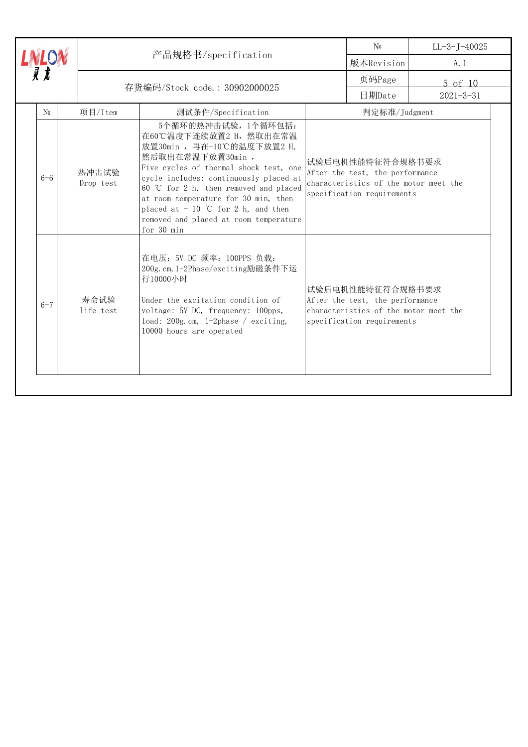| № | 项目/Item | 测试条件/Specification | 判定标准/Judgment |
|---|---|---|---|
| 6-6 | 热冲击试验 Drop test | 5个循环的热冲击试验，1个循环包括：在60℃温度下连续放置2 H，然取出在常温放置30min ，再在-10℃的温度下放置2 H，然后取出在常温下放置30min ，Five cycles of thermal shock test, one cycle includes: continuously placed at 60 ℃ for 2 h, then removed and placed at room temperature for 30 min, then placed at - 10 ℃ for 2 h, and then removed and placed at room temperature for 30 min | 试验后电机性能特征符合规格书要求 After the test, the performance characteristics of the motor meet the specification requirements |
| 6-7 | 寿命试验 life test | 在电压：5V DC 频率：100PPS 负载：200g.cm,1-2Phase/exciting励磁条件下运行10000小时 Under the excitation condition of voltage: 5V DC, frequency: 100pps, load: 200g.cm, 1-2phase / exciting, 10000 hours are operated | 试验后电机性能特征符合规格书要求 After the test, the performance characteristics of the motor meet the specification requirements |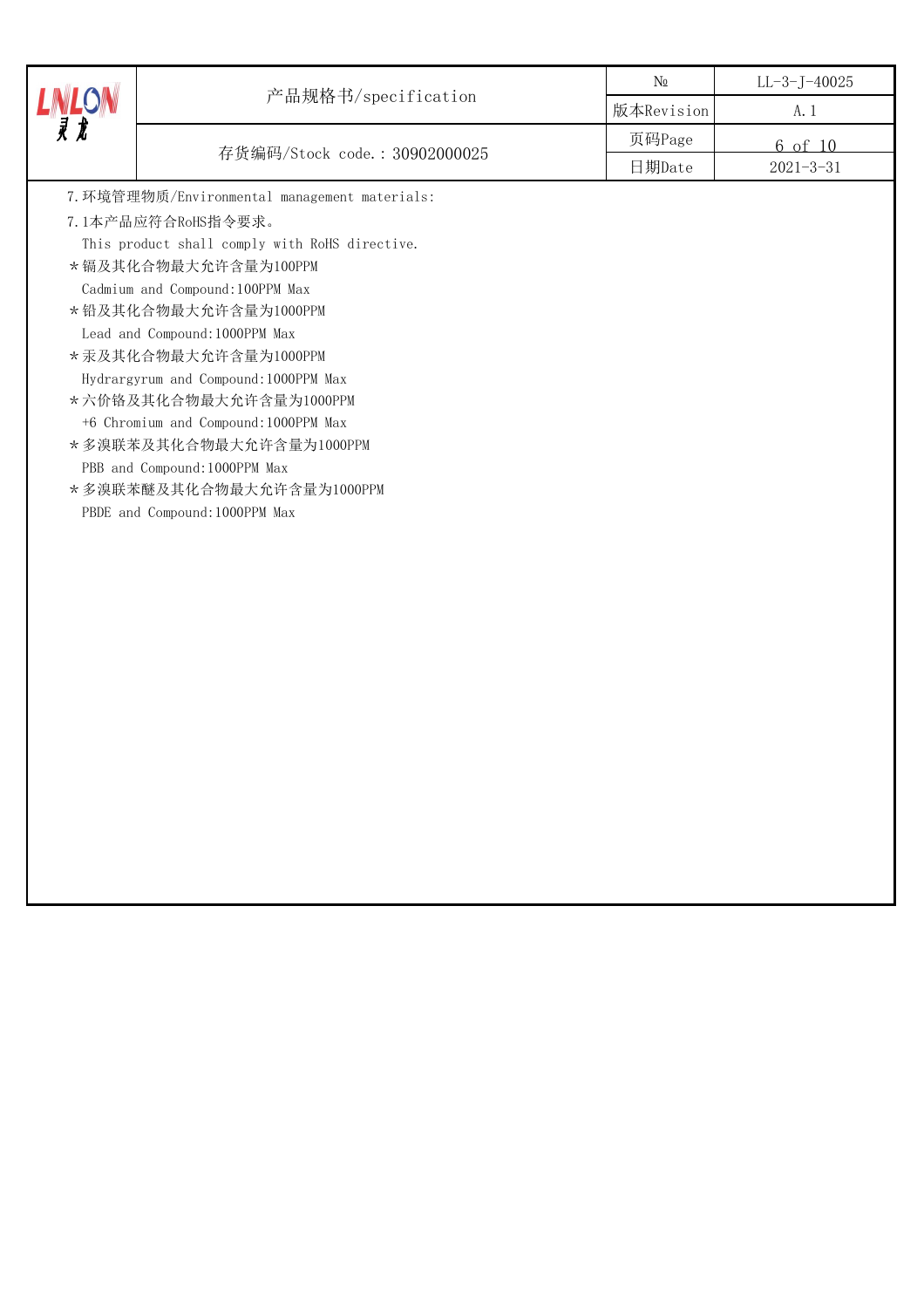7.环境管理物质/Environmental management materials:

7.1本产品应符合RoHS指令要求。

This product shall comply with RoHS directive.

*镉及其化合物最大允许含量为100PPM

Cadmium and Compound:100PPM Max

*铅及其化合物最大允许含量为1000PPM

Lead and Compound:1000PPM Max

*汞及其化合物最大允许含量为1000PPM

Hydrargyrum and Compound:1000PPM Max

*六价铬及其化合物最大允许含量为1000PPM

+6 Chromium and Compound:1000PPM Max

*多溴联苯及其化合物最大允许含量为1000PPM

PBB and Compound:1000PPM Max

*多溴联苯醚及其化合物最大允许含量为1000PPM

PBDE and Compound:1000PPM Max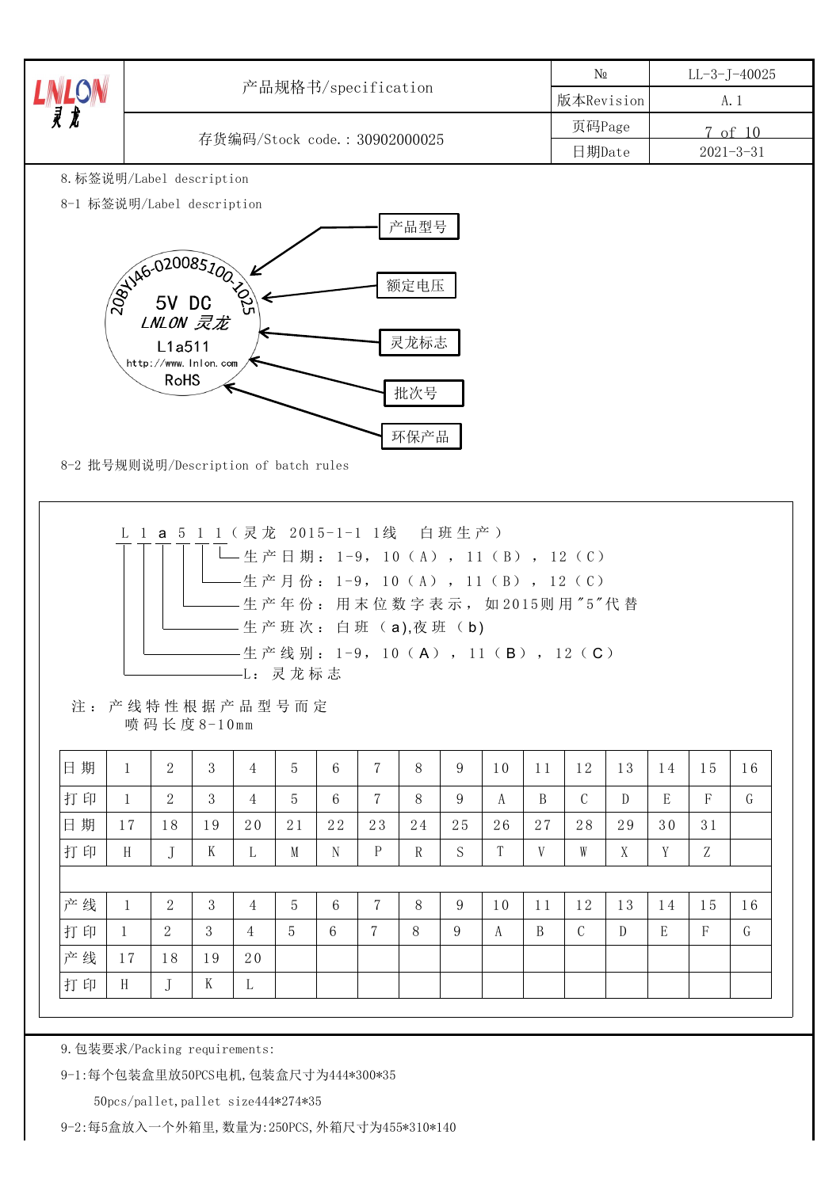8.标签说明/Label description

8-1 标签说明/Label description

20BYJ46-020085100-1025 → 产品型号

5V DC → 额定电压

LNLON 灵龙 → 灵龙标志

L1a511 → 批次号

http://www.lnlon.com

RoHS → 环保产品

8-2 批号规则说明/Description of batch rules

L 1 a 5 1 1（灵龙 2015-1-1 1线 白班生产）

- 生产日期：1-9，10（A），11（B），12（C）
- 生产月份：1-9，10（A），11（B），12（C）
- 生产年份：用末位数字表示，如2015则用"5"代替
- 生产班次：白班（a),夜班（b)
- 生产线别：1-9，10（A），11（B），12（C）
- L：灵龙标志

注：产线特性根据产品型号而定
　　喷码长度8-10mm

| 日期 | 1 | 2 | 3 | 4 | 5 | 6 | 7 | 8 | 9 | 10 | 11 | 12 | 13 | 14 | 15 | 16 |
|---|---|---|---|---|---|---|---|---|---|---|---|---|---|---|---|---|
| 打印 | 1 | 2 | 3 | 4 | 5 | 6 | 7 | 8 | 9 | A | B | C | D | E | F | G |
| 日期 | 17 | 18 | 19 | 20 | 21 | 22 | 23 | 24 | 25 | 26 | 27 | 28 | 29 | 30 | 31 | |
| 打印 | H | J | K | L | M | N | P | R | S | T | V | W | X | Y | Z | |
| | | | | | | | | | | | | | | | | |
| 产线 | 1 | 2 | 3 | 4 | 5 | 6 | 7 | 8 | 9 | 10 | 11 | 12 | 13 | 14 | 15 | 16 |
| 打印 | 1 | 2 | 3 | 4 | 5 | 6 | 7 | 8 | 9 | A | B | C | D | E | F | G |
| 产线 | 17 | 18 | 19 | 20 | | | | | | | | | | | | |
| 打印 | H | J | K | L | | | | | | | | | | | | |

9.包装要求/Packing requirements:

9-1:每个包装盒里放50PCS电机,包装盒尺寸为444*300*35

　　50pcs/pallet,pallet size444*274*35

9-2:每5盒放入一个外箱里,数量为:250PCS,外箱尺寸为455*310*140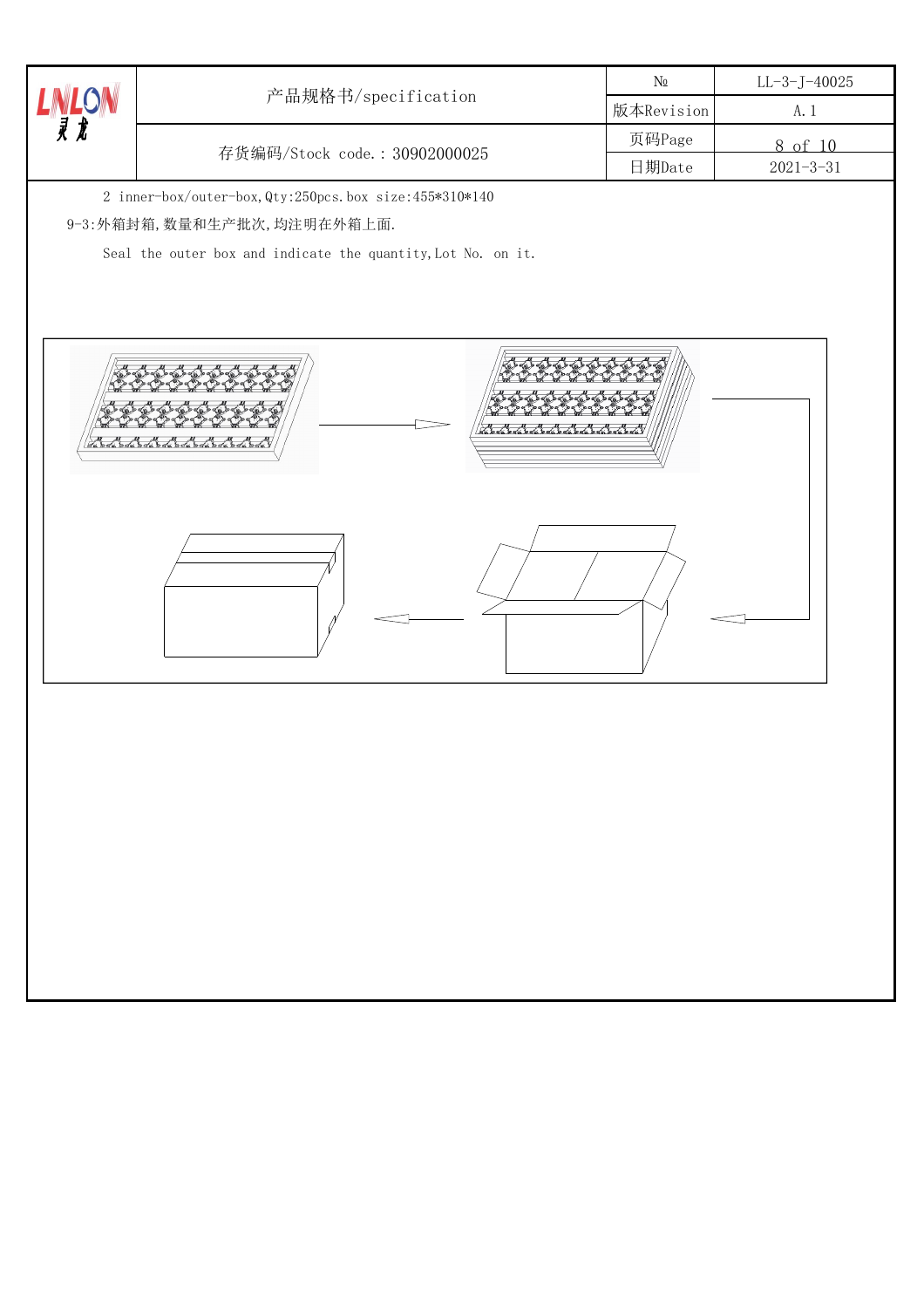2 inner-box/outer-box,Qty:250pcs.box size:455*310*140

9-3:外箱封箱,数量和生产批次,均注明在外箱上面.

Seal the outer box and indicate the quantity,Lot No. on it.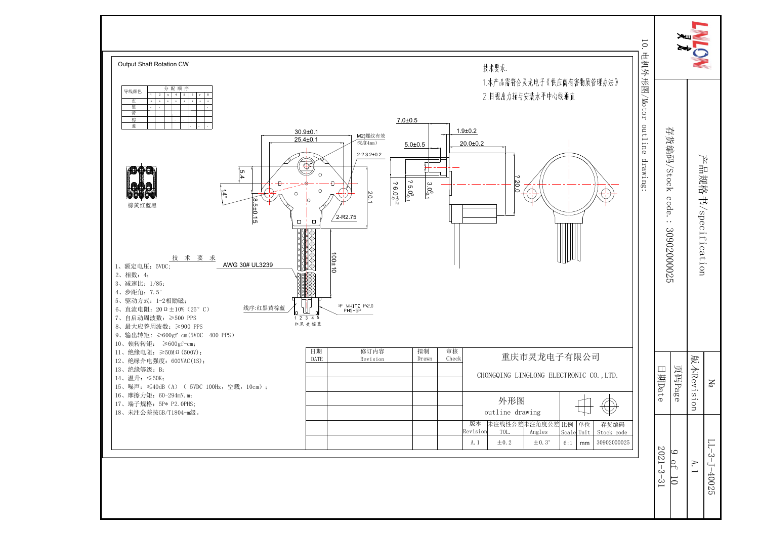## 10.电机外形图/Motor outline drawing:

Output Shaft Rotation CW

| 导线颜色 | 分配顺序 | | | | | | | |
|---|---|---|---|---|---|---|---|---|
| | 1 | 2 | 3 | 4 | 5 | 6 | 7 | 8 |
| 红 | + | + | + | + | + | + | + | + |
| 黑 | - | - | | | | | | - |
| 黄 | | - | - | - | | | | |
| 棕 | | | | - | - | - | | |
| 蓝 | | | | | | - | - | - |

棕黄红蓝黑

技术要求:

1.本产品需符合灵龙电子《供应商有害物质管理办法》

2.目视出力轴与安装水平中心线垂直

30.9±0.1

25.4±0.1

M2(螺纹有效深度4mm)

2-? 3.2±0.2

7.0±0.5

5.0±0.5

1.9±0.2

20.0±0.2

5.4

14°

8.5±0.15

20.1

2-R2.75

?6.0

?5.0

3.0

?20.0

100±10

AWG 30# UL3239

线序:红黑黄棕蓝

5P WHITE P=2.0 PHS-5P

1 2 3 4 5

红黑黄棕蓝

### 技术要求

1、额定电压:5VDC;
2、相数:4;
3、减速比:1/85;
4、步距角:7.5°
5、驱动方式:1-2相励磁;
6、直流电阻:20Ω±10%(25°C)
7、自启动周波数:≥500 PPS
8、最大应答周波数:≥900 PPS
9、输出转矩:≥600gf-cm(5VDC 400 PPS)
10、顿转转矩: ≥600gf-cm;
11、绝缘电阻:≥50MΩ(500V);
12、绝缘介电强度:600VAC(1S);
13、绝缘等级:B;
14、温升:≤50K;
15、噪声:≤40dB(A) ( 5VDC 100Hz,空载,10cm);
16、摩擦力矩:60-294mN.m;
17、端子规格:5P* P2.0PHS;
18、未注公差按GB/T1804-m级。

| 日期 DATE | 修订内容 Revision | 拟制 Drawn | 审核 Check |
|---|---|---|---|
| | | | |
| | | | |
| | | | |
| | | | |
| | | | |

重庆市灵龙电子有限公司

CHONGQING LINGLONG ELECTRONIC CO.,LTD.

外形图 outline drawing

| 版本 Revision | 未注线性公差 TOL. | 未注角度公差 Angles | 比例 Scale | 单位 Unit | 存货编码 Stock code |
|---|---|---|---|---|---|
| A.1 | ±0.2 | ±0.3° | 6:1 | mm | 30902000025 |

产品规格书/specification

存货编码/Stock code.: 30902000025

| № | LL-3-J-40025 |
|---|---|
| 版本Revision | A.1 |
| 日期Date | 2021-3-31 |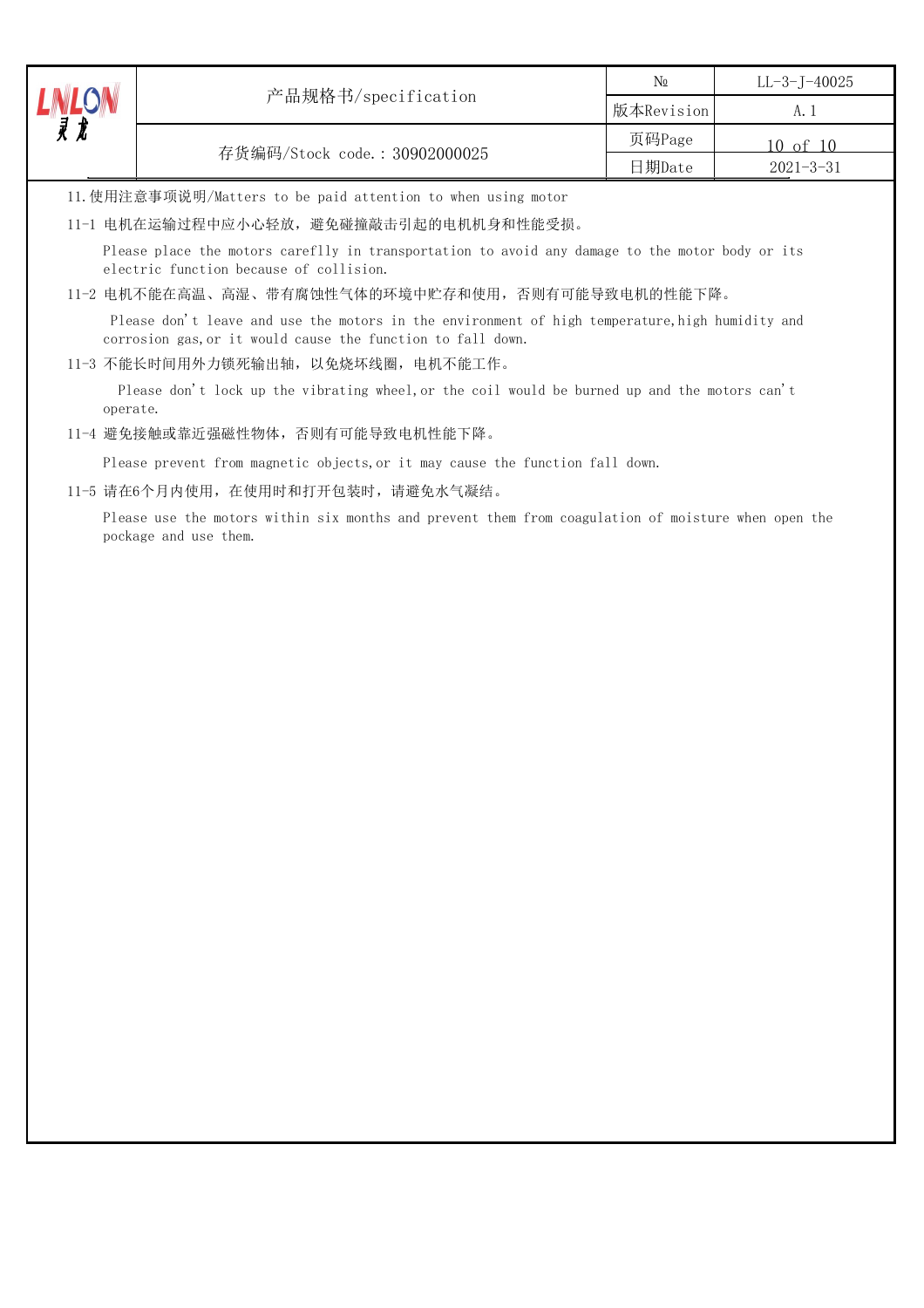11.使用注意事项说明/Matters to be paid attention to when using motor

11-1 电机在运输过程中应小心轻放，避免碰撞敲击引起的电机机身和性能受损。

Please place the motors careflly in transportation to avoid any damage to the motor body or its electric function because of collision.

11-2 电机不能在高温、高湿、带有腐蚀性气体的环境中贮存和使用，否则有可能导致电机的性能下降。

Please don't leave and use the motors in the environment of high temperature,high humidity and corrosion gas,or it would cause the function to fall down.

11-3 不能长时间用外力锁死输出轴，以免烧坏线圈，电机不能工作。

Please don't lock up the vibrating wheel,or the coil would be burned up and the motors can't operate.

11-4 避免接触或靠近强磁性物体，否则有可能导致电机性能下降。

Please prevent from magnetic objects,or it may cause the function fall down.

11-5 请在6个月内使用，在使用时和打开包装时，请避免水气凝结。

Please use the motors within six months and prevent them from coagulation of moisture when open the pockage and use them.